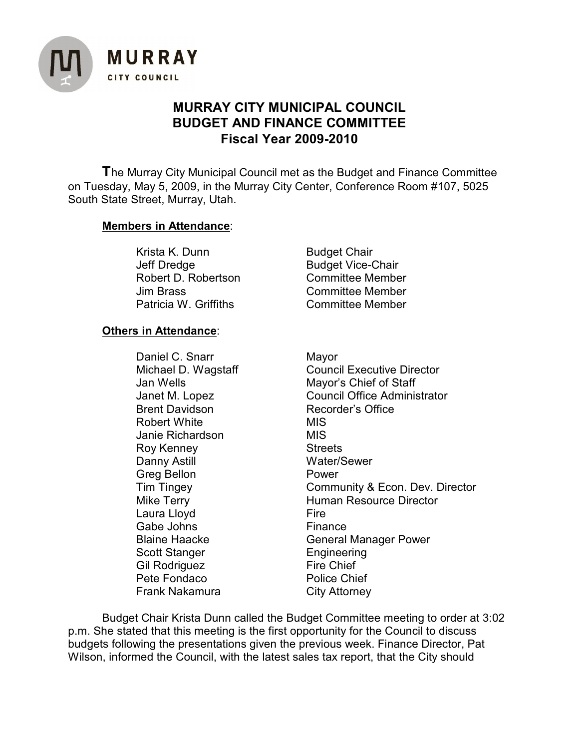MURRAY
CITY COUNCIL

# MURRAY CITY MUNICIPAL COUNCIL
# BUDGET AND FINANCE COMMITTEE
## Fiscal Year 2009-2010

The Murray City Municipal Council met as the Budget and Finance Committee on Tuesday, May 5, 2009, in the Murray City Center, Conference Room #107, 5025 South State Street, Murray, Utah.

**Members in Attendance:**

| | |
|---|---|
| Krista K. Dunn | Budget Chair |
| Jeff Dredge | Budget Vice-Chair |
| Robert D. Robertson | Committee Member |
| Jim Brass | Committee Member |
| Patricia W. Griffiths | Committee Member |

**Others in Attendance:**

| | |
|---|---|
| Daniel C. Snarr | Mayor |
| Michael D. Wagstaff | Council Executive Director |
| Jan Wells | Mayor's Chief of Staff |
| Janet M. Lopez | Council Office Administrator |
| Brent Davidson | Recorder's Office |
| Robert White | MIS |
| Janie Richardson | MIS |
| Roy Kenney | Streets |
| Danny Astill | Water/Sewer |
| Greg Bellon | Power |
| Tim Tingey | Community & Econ. Dev. Director |
| Mike Terry | Human Resource Director |
| Laura Lloyd | Fire |
| Gabe Johns | Finance |
| Blaine Haacke | General Manager Power |
| Scott Stanger | Engineering |
| Gil Rodriguez | Fire Chief |
| Pete Fondaco | Police Chief |
| Frank Nakamura | City Attorney |

Budget Chair Krista Dunn called the Budget Committee meeting to order at 3:02 p.m. She stated that this meeting is the first opportunity for the Council to discuss budgets following the presentations given the previous week. Finance Director, Pat Wilson, informed the Council, with the latest sales tax report, that the City should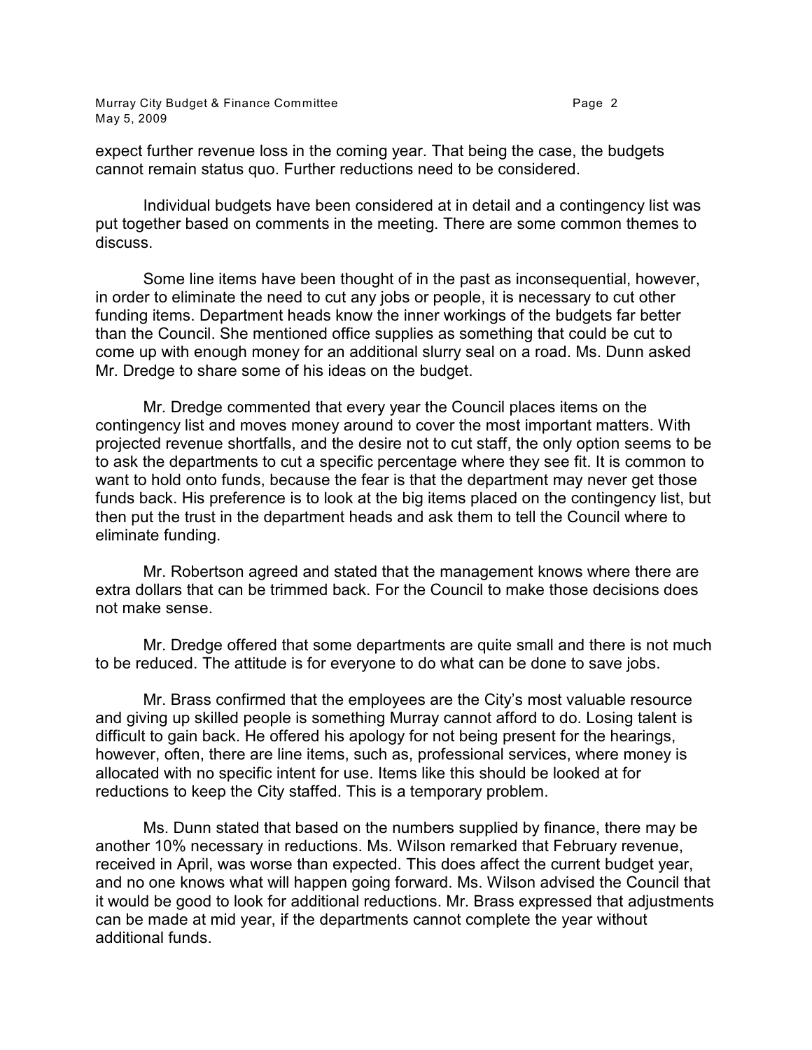expect further revenue loss in the coming year. That being the case, the budgets cannot remain status quo. Further reductions need to be considered.

Individual budgets have been considered at in detail and a contingency list was put together based on comments in the meeting. There are some common themes to discuss.

Some line items have been thought of in the past as inconsequential, however, in order to eliminate the need to cut any jobs or people, it is necessary to cut other funding items. Department heads know the inner workings of the budgets far better than the Council. She mentioned office supplies as something that could be cut to come up with enough money for an additional slurry seal on a road. Ms. Dunn asked Mr. Dredge to share some of his ideas on the budget.

Mr. Dredge commented that every year the Council places items on the contingency list and moves money around to cover the most important matters. With projected revenue shortfalls, and the desire not to cut staff, the only option seems to be to ask the departments to cut a specific percentage where they see fit. It is common to want to hold onto funds, because the fear is that the department may never get those funds back. His preference is to look at the big items placed on the contingency list, but then put the trust in the department heads and ask them to tell the Council where to eliminate funding.

Mr. Robertson agreed and stated that the management knows where there are extra dollars that can be trimmed back. For the Council to make those decisions does not make sense.

Mr. Dredge offered that some departments are quite small and there is not much to be reduced. The attitude is for everyone to do what can be done to save jobs.

Mr. Brass confirmed that the employees are the City's most valuable resource and giving up skilled people is something Murray cannot afford to do. Losing talent is difficult to gain back. He offered his apology for not being present for the hearings, however, often, there are line items, such as, professional services, where money is allocated with no specific intent for use. Items like this should be looked at for reductions to keep the City staffed. This is a temporary problem.

Ms. Dunn stated that based on the numbers supplied by finance, there may be another 10% necessary in reductions. Ms. Wilson remarked that February revenue, received in April, was worse than expected. This does affect the current budget year, and no one knows what will happen going forward. Ms. Wilson advised the Council that it would be good to look for additional reductions. Mr. Brass expressed that adjustments can be made at mid year, if the departments cannot complete the year without additional funds.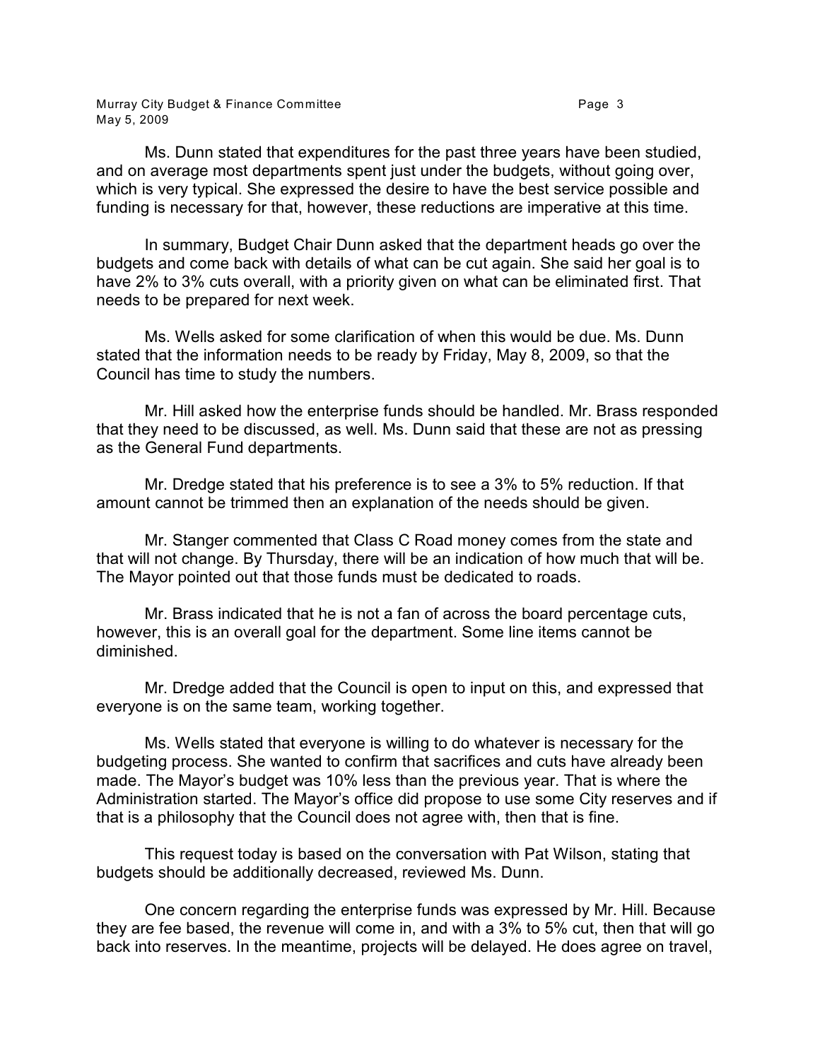Ms. Dunn stated that expenditures for the past three years have been studied, and on average most departments spent just under the budgets, without going over, which is very typical. She expressed the desire to have the best service possible and funding is necessary for that, however, these reductions are imperative at this time.

In summary, Budget Chair Dunn asked that the department heads go over the budgets and come back with details of what can be cut again. She said her goal is to have 2% to 3% cuts overall, with a priority given on what can be eliminated first. That needs to be prepared for next week.

Ms. Wells asked for some clarification of when this would be due. Ms. Dunn stated that the information needs to be ready by Friday, May 8, 2009, so that the Council has time to study the numbers.

Mr. Hill asked how the enterprise funds should be handled. Mr. Brass responded that they need to be discussed, as well. Ms. Dunn said that these are not as pressing as the General Fund departments.

Mr. Dredge stated that his preference is to see a 3% to 5% reduction. If that amount cannot be trimmed then an explanation of the needs should be given.

Mr. Stanger commented that Class C Road money comes from the state and that will not change. By Thursday, there will be an indication of how much that will be. The Mayor pointed out that those funds must be dedicated to roads.

Mr. Brass indicated that he is not a fan of across the board percentage cuts, however, this is an overall goal for the department. Some line items cannot be diminished.

Mr. Dredge added that the Council is open to input on this, and expressed that everyone is on the same team, working together.

Ms. Wells stated that everyone is willing to do whatever is necessary for the budgeting process. She wanted to confirm that sacrifices and cuts have already been made. The Mayor's budget was 10% less than the previous year. That is where the Administration started. The Mayor's office did propose to use some City reserves and if that is a philosophy that the Council does not agree with, then that is fine.

This request today is based on the conversation with Pat Wilson, stating that budgets should be additionally decreased, reviewed Ms. Dunn.

One concern regarding the enterprise funds was expressed by Mr. Hill. Because they are fee based, the revenue will come in, and with a 3% to 5% cut, then that will go back into reserves. In the meantime, projects will be delayed. He does agree on travel,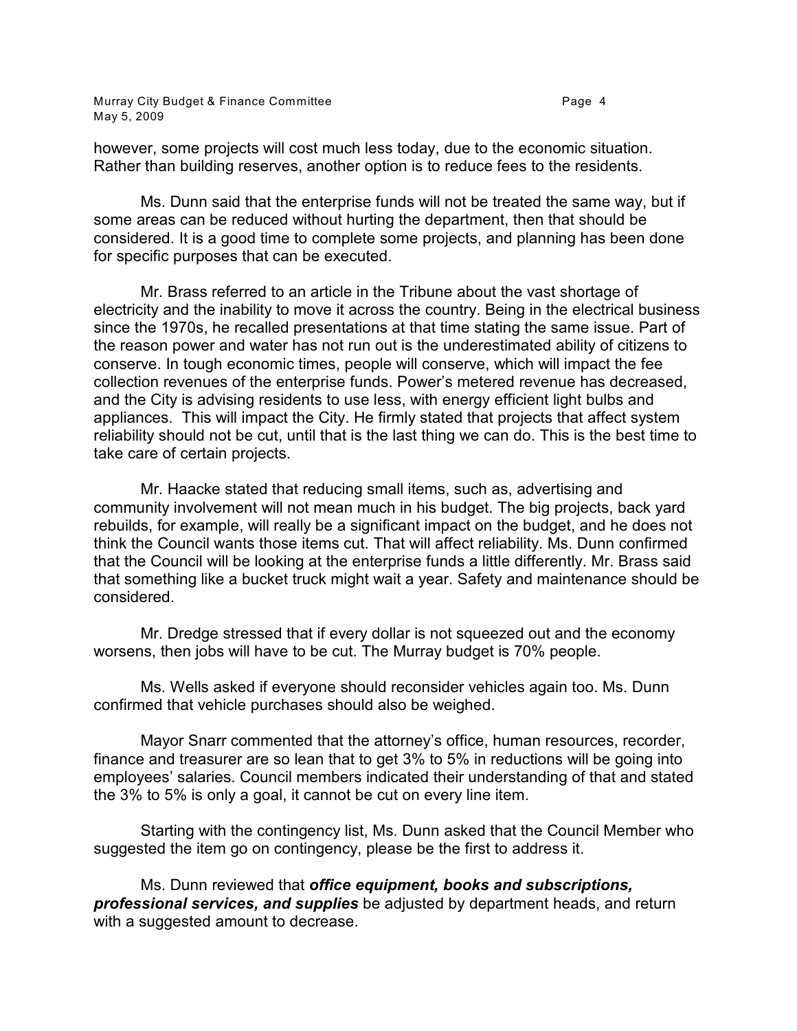however, some projects will cost much less today, due to the economic situation. Rather than building reserves, another option is to reduce fees to the residents.

Ms. Dunn said that the enterprise funds will not be treated the same way, but if some areas can be reduced without hurting the department, then that should be considered. It is a good time to complete some projects, and planning has been done for specific purposes that can be executed.

Mr. Brass referred to an article in the Tribune about the vast shortage of electricity and the inability to move it across the country. Being in the electrical business since the 1970s, he recalled presentations at that time stating the same issue. Part of the reason power and water has not run out is the underestimated ability of citizens to conserve. In tough economic times, people will conserve, which will impact the fee collection revenues of the enterprise funds. Power's metered revenue has decreased, and the City is advising residents to use less, with energy efficient light bulbs and appliances. This will impact the City. He firmly stated that projects that affect system reliability should not be cut, until that is the last thing we can do. This is the best time to take care of certain projects.

Mr. Haacke stated that reducing small items, such as, advertising and community involvement will not mean much in his budget. The big projects, back yard rebuilds, for example, will really be a significant impact on the budget, and he does not think the Council wants those items cut. That will affect reliability. Ms. Dunn confirmed that the Council will be looking at the enterprise funds a little differently. Mr. Brass said that something like a bucket truck might wait a year. Safety and maintenance should be considered.

Mr. Dredge stressed that if every dollar is not squeezed out and the economy worsens, then jobs will have to be cut. The Murray budget is 70% people.

Ms. Wells asked if everyone should reconsider vehicles again too. Ms. Dunn confirmed that vehicle purchases should also be weighed.

Mayor Snarr commented that the attorney's office, human resources, recorder, finance and treasurer are so lean that to get 3% to 5% in reductions will be going into employees' salaries. Council members indicated their understanding of that and stated the 3% to 5% is only a goal, it cannot be cut on every line item.

Starting with the contingency list, Ms. Dunn asked that the Council Member who suggested the item go on contingency, please be the first to address it.

Ms. Dunn reviewed that ***office equipment, books and subscriptions, professional services, and supplies*** be adjusted by department heads, and return with a suggested amount to decrease.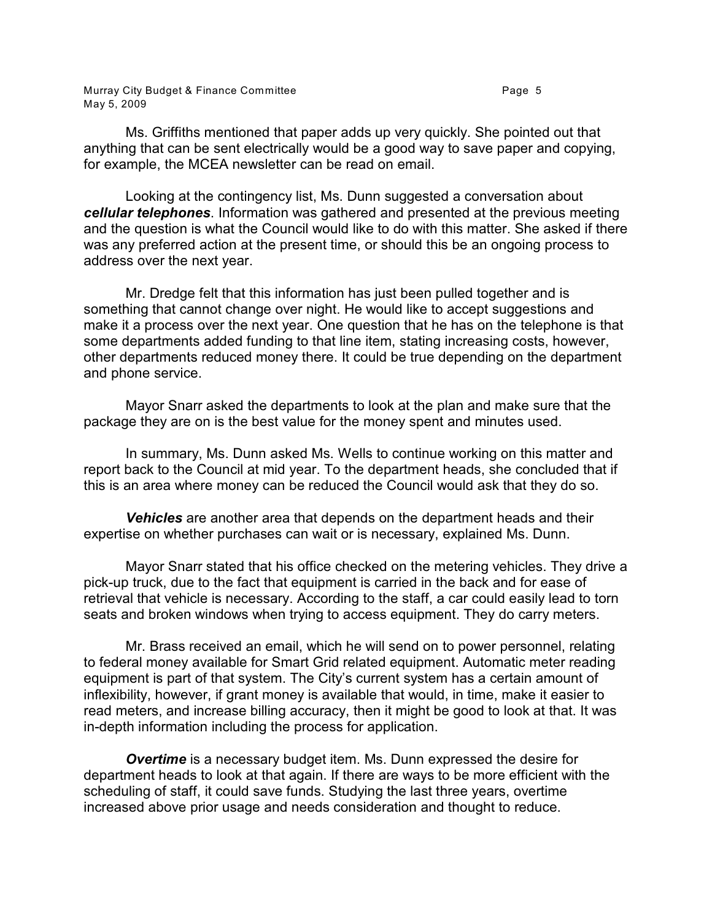Ms. Griffiths mentioned that paper adds up very quickly. She pointed out that anything that can be sent electrically would be a good way to save paper and copying, for example, the MCEA newsletter can be read on email.

Looking at the contingency list, Ms. Dunn suggested a conversation about ***cellular telephones***. Information was gathered and presented at the previous meeting and the question is what the Council would like to do with this matter. She asked if there was any preferred action at the present time, or should this be an ongoing process to address over the next year.

Mr. Dredge felt that this information has just been pulled together and is something that cannot change over night. He would like to accept suggestions and make it a process over the next year. One question that he has on the telephone is that some departments added funding to that line item, stating increasing costs, however, other departments reduced money there. It could be true depending on the department and phone service.

Mayor Snarr asked the departments to look at the plan and make sure that the package they are on is the best value for the money spent and minutes used.

In summary, Ms. Dunn asked Ms. Wells to continue working on this matter and report back to the Council at mid year. To the department heads, she concluded that if this is an area where money can be reduced the Council would ask that they do so.

***Vehicles*** are another area that depends on the department heads and their expertise on whether purchases can wait or is necessary, explained Ms. Dunn.

Mayor Snarr stated that his office checked on the metering vehicles. They drive a pick-up truck, due to the fact that equipment is carried in the back and for ease of retrieval that vehicle is necessary. According to the staff, a car could easily lead to torn seats and broken windows when trying to access equipment. They do carry meters.

Mr. Brass received an email, which he will send on to power personnel, relating to federal money available for Smart Grid related equipment. Automatic meter reading equipment is part of that system. The City's current system has a certain amount of inflexibility, however, if grant money is available that would, in time, make it easier to read meters, and increase billing accuracy, then it might be good to look at that. It was in-depth information including the process for application.

***Overtime*** is a necessary budget item. Ms. Dunn expressed the desire for department heads to look at that again. If there are ways to be more efficient with the scheduling of staff, it could save funds. Studying the last three years, overtime increased above prior usage and needs consideration and thought to reduce.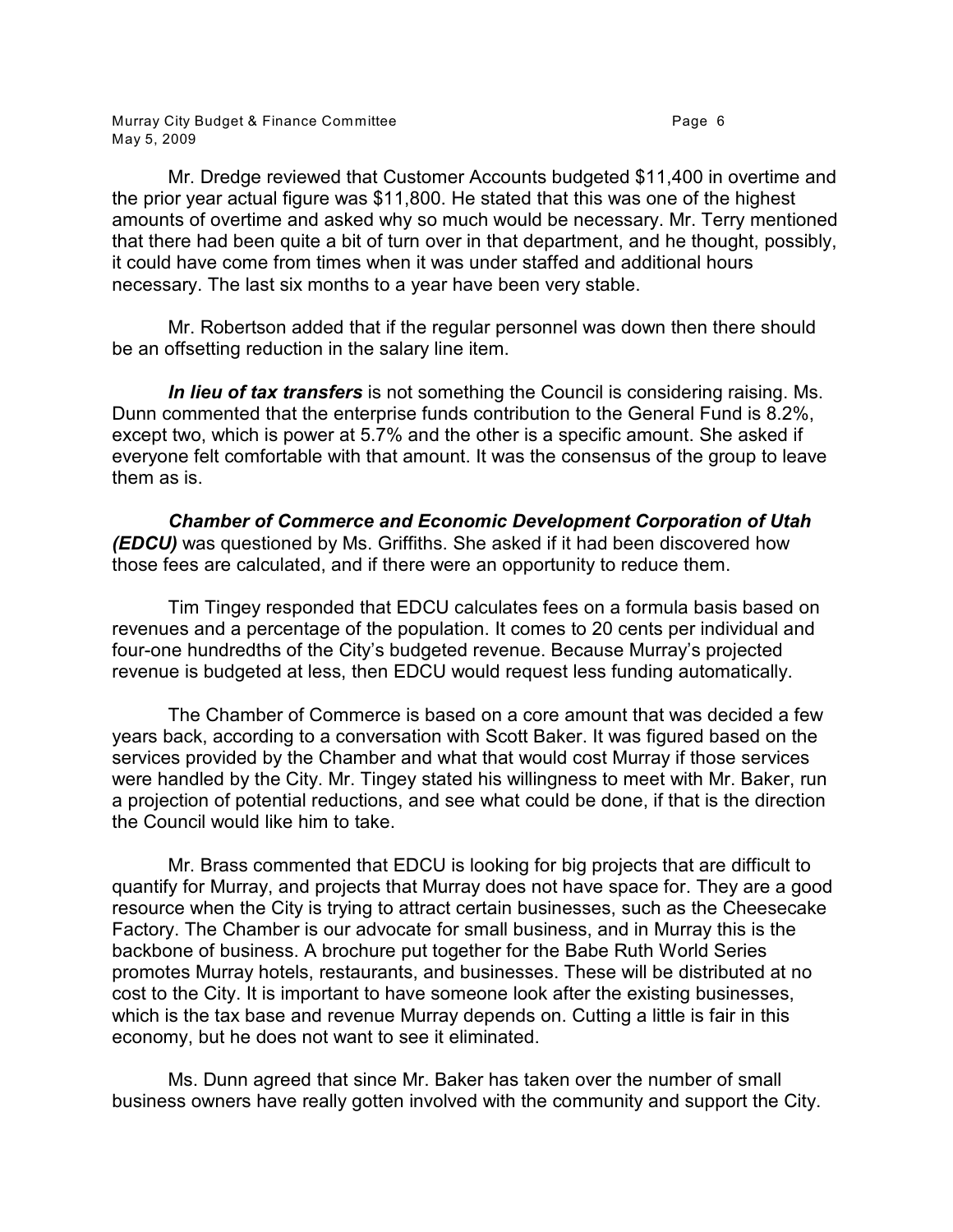Mr. Dredge reviewed that Customer Accounts budgeted $11,400 in overtime and the prior year actual figure was $11,800. He stated that this was one of the highest amounts of overtime and asked why so much would be necessary. Mr. Terry mentioned that there had been quite a bit of turn over in that department, and he thought, possibly, it could have come from times when it was under staffed and additional hours necessary. The last six months to a year have been very stable.

Mr. Robertson added that if the regular personnel was down then there should be an offsetting reduction in the salary line item.

***In lieu of tax transfers*** is not something the Council is considering raising. Ms. Dunn commented that the enterprise funds contribution to the General Fund is 8.2%, except two, which is power at 5.7% and the other is a specific amount. She asked if everyone felt comfortable with that amount. It was the consensus of the group to leave them as is.

***Chamber of Commerce and Economic Development Corporation of Utah (EDCU)*** was questioned by Ms. Griffiths. She asked if it had been discovered how those fees are calculated, and if there were an opportunity to reduce them.

Tim Tingey responded that EDCU calculates fees on a formula basis based on revenues and a percentage of the population. It comes to 20 cents per individual and four-one hundredths of the City's budgeted revenue. Because Murray's projected revenue is budgeted at less, then EDCU would request less funding automatically.

The Chamber of Commerce is based on a core amount that was decided a few years back, according to a conversation with Scott Baker. It was figured based on the services provided by the Chamber and what that would cost Murray if those services were handled by the City. Mr. Tingey stated his willingness to meet with Mr. Baker, run a projection of potential reductions, and see what could be done, if that is the direction the Council would like him to take.

Mr. Brass commented that EDCU is looking for big projects that are difficult to quantify for Murray, and projects that Murray does not have space for. They are a good resource when the City is trying to attract certain businesses, such as the Cheesecake Factory. The Chamber is our advocate for small business, and in Murray this is the backbone of business. A brochure put together for the Babe Ruth World Series promotes Murray hotels, restaurants, and businesses. These will be distributed at no cost to the City. It is important to have someone look after the existing businesses, which is the tax base and revenue Murray depends on. Cutting a little is fair in this economy, but he does not want to see it eliminated.

Ms. Dunn agreed that since Mr. Baker has taken over the number of small business owners have really gotten involved with the community and support the City.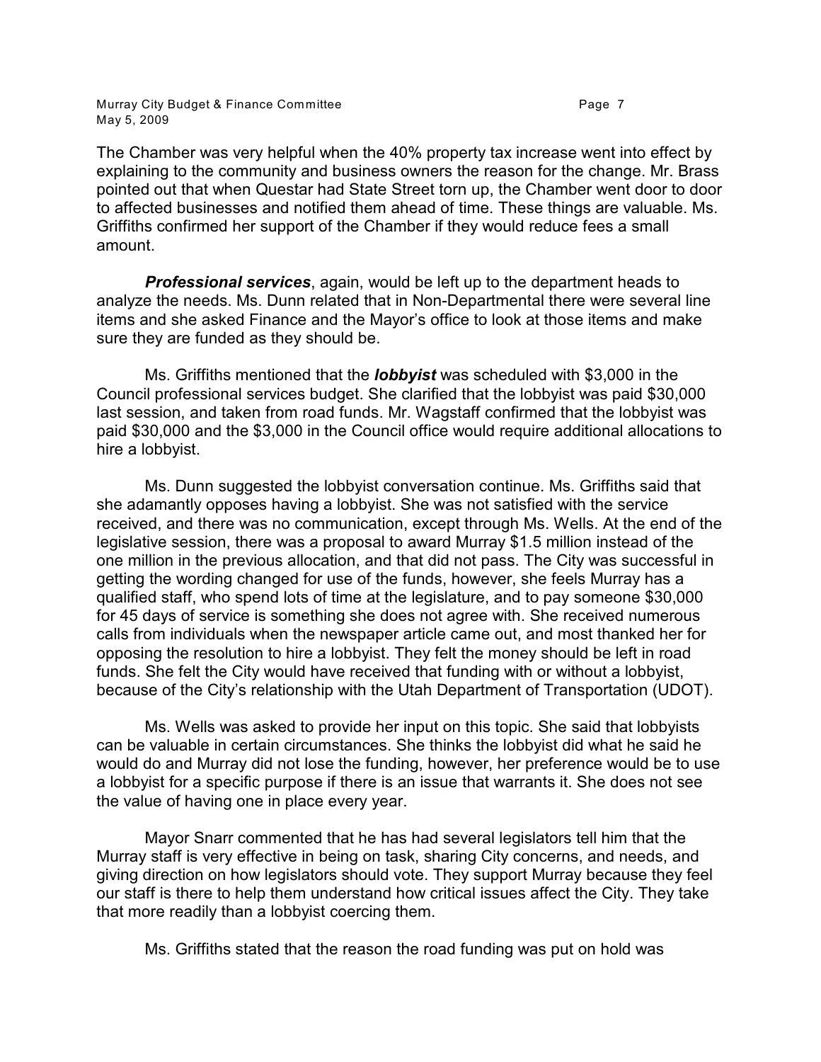The Chamber was very helpful when the 40% property tax increase went into effect by explaining to the community and business owners the reason for the change. Mr. Brass pointed out that when Questar had State Street torn up, the Chamber went door to door to affected businesses and notified them ahead of time. These things are valuable. Ms. Griffiths confirmed her support of the Chamber if they would reduce fees a small amount.

***Professional services***, again, would be left up to the department heads to analyze the needs. Ms. Dunn related that in Non-Departmental there were several line items and she asked Finance and the Mayor's office to look at those items and make sure they are funded as they should be.

Ms. Griffiths mentioned that the ***lobbyist*** was scheduled with $3,000 in the Council professional services budget. She clarified that the lobbyist was paid $30,000 last session, and taken from road funds. Mr. Wagstaff confirmed that the lobbyist was paid $30,000 and the $3,000 in the Council office would require additional allocations to hire a lobbyist.

Ms. Dunn suggested the lobbyist conversation continue. Ms. Griffiths said that she adamantly opposes having a lobbyist. She was not satisfied with the service received, and there was no communication, except through Ms. Wells. At the end of the legislative session, there was a proposal to award Murray $1.5 million instead of the one million in the previous allocation, and that did not pass. The City was successful in getting the wording changed for use of the funds, however, she feels Murray has a qualified staff, who spend lots of time at the legislature, and to pay someone $30,000 for 45 days of service is something she does not agree with. She received numerous calls from individuals when the newspaper article came out, and most thanked her for opposing the resolution to hire a lobbyist. They felt the money should be left in road funds. She felt the City would have received that funding with or without a lobbyist, because of the City's relationship with the Utah Department of Transportation (UDOT).

Ms. Wells was asked to provide her input on this topic. She said that lobbyists can be valuable in certain circumstances. She thinks the lobbyist did what he said he would do and Murray did not lose the funding, however, her preference would be to use a lobbyist for a specific purpose if there is an issue that warrants it. She does not see the value of having one in place every year.

Mayor Snarr commented that he has had several legislators tell him that the Murray staff is very effective in being on task, sharing City concerns, and needs, and giving direction on how legislators should vote. They support Murray because they feel our staff is there to help them understand how critical issues affect the City. They take that more readily than a lobbyist coercing them.

Ms. Griffiths stated that the reason the road funding was put on hold was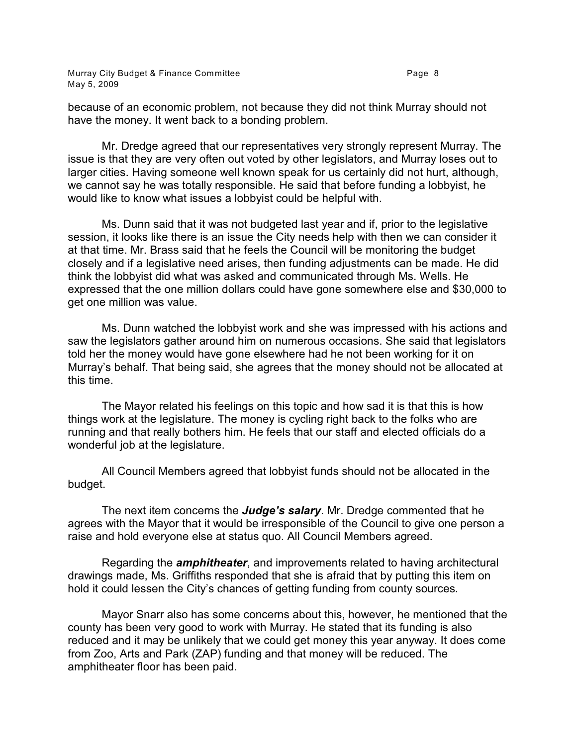because of an economic problem, not because they did not think Murray should not have the money. It went back to a bonding problem.

Mr. Dredge agreed that our representatives very strongly represent Murray. The issue is that they are very often out voted by other legislators, and Murray loses out to larger cities. Having someone well known speak for us certainly did not hurt, although, we cannot say he was totally responsible. He said that before funding a lobbyist, he would like to know what issues a lobbyist could be helpful with.

Ms. Dunn said that it was not budgeted last year and if, prior to the legislative session, it looks like there is an issue the City needs help with then we can consider it at that time. Mr. Brass said that he feels the Council will be monitoring the budget closely and if a legislative need arises, then funding adjustments can be made. He did think the lobbyist did what was asked and communicated through Ms. Wells. He expressed that the one million dollars could have gone somewhere else and $30,000 to get one million was value.

Ms. Dunn watched the lobbyist work and she was impressed with his actions and saw the legislators gather around him on numerous occasions. She said that legislators told her the money would have gone elsewhere had he not been working for it on Murray's behalf. That being said, she agrees that the money should not be allocated at this time.

The Mayor related his feelings on this topic and how sad it is that this is how things work at the legislature. The money is cycling right back to the folks who are running and that really bothers him. He feels that our staff and elected officials do a wonderful job at the legislature.

All Council Members agreed that lobbyist funds should not be allocated in the budget.

The next item concerns the ***Judge's salary***. Mr. Dredge commented that he agrees with the Mayor that it would be irresponsible of the Council to give one person a raise and hold everyone else at status quo. All Council Members agreed.

Regarding the ***amphitheater***, and improvements related to having architectural drawings made, Ms. Griffiths responded that she is afraid that by putting this item on hold it could lessen the City's chances of getting funding from county sources.

Mayor Snarr also has some concerns about this, however, he mentioned that the county has been very good to work with Murray. He stated that its funding is also reduced and it may be unlikely that we could get money this year anyway. It does come from Zoo, Arts and Park (ZAP) funding and that money will be reduced. The amphitheater floor has been paid.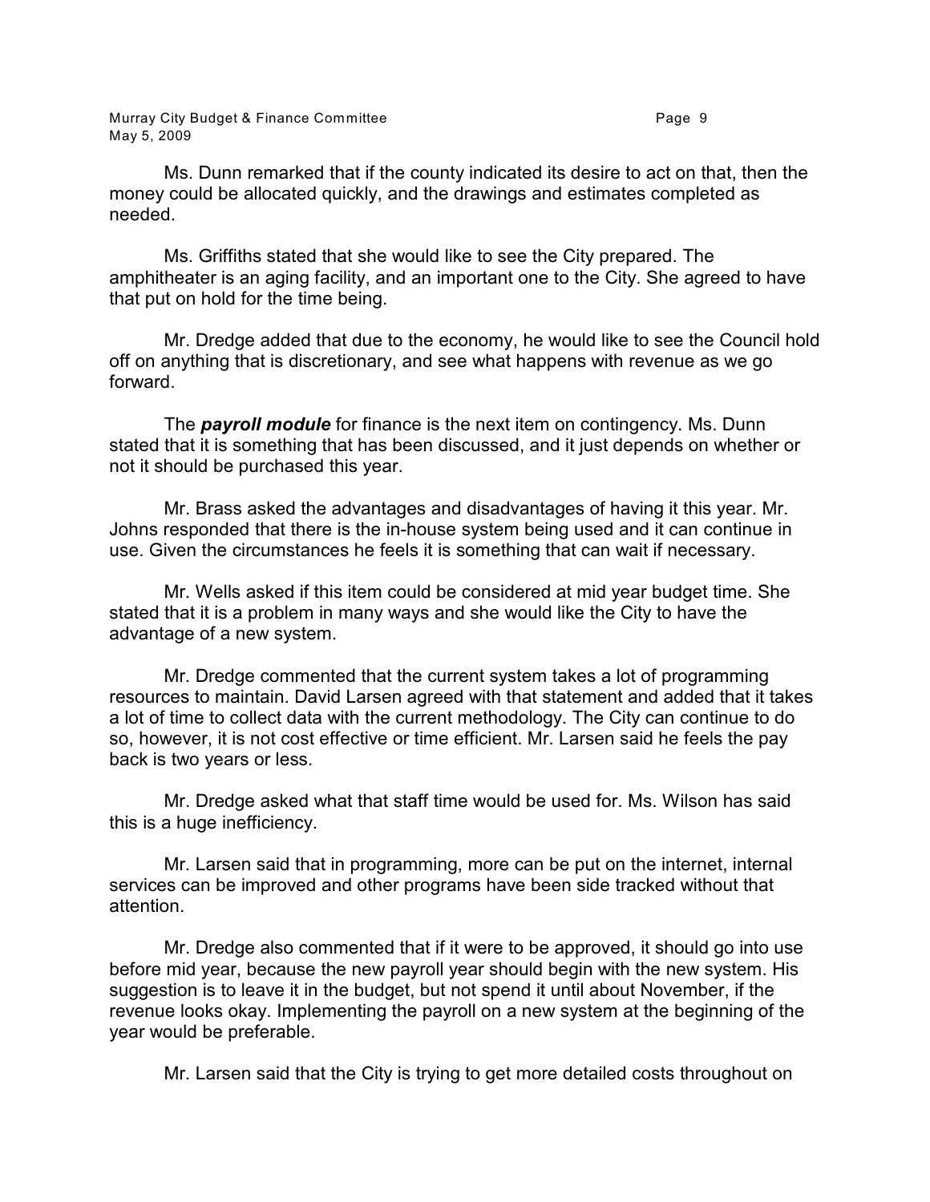Ms. Dunn remarked that if the county indicated its desire to act on that, then the money could be allocated quickly, and the drawings and estimates completed as needed.

Ms. Griffiths stated that she would like to see the City prepared. The amphitheater is an aging facility, and an important one to the City. She agreed to have that put on hold for the time being.

Mr. Dredge added that due to the economy, he would like to see the Council hold off on anything that is discretionary, and see what happens with revenue as we go forward.

The ***payroll module*** for finance is the next item on contingency. Ms. Dunn stated that it is something that has been discussed, and it just depends on whether or not it should be purchased this year.

Mr. Brass asked the advantages and disadvantages of having it this year. Mr. Johns responded that there is the in-house system being used and it can continue in use. Given the circumstances he feels it is something that can wait if necessary.

Mr. Wells asked if this item could be considered at mid year budget time. She stated that it is a problem in many ways and she would like the City to have the advantage of a new system.

Mr. Dredge commented that the current system takes a lot of programming resources to maintain. David Larsen agreed with that statement and added that it takes a lot of time to collect data with the current methodology. The City can continue to do so, however, it is not cost effective or time efficient. Mr. Larsen said he feels the pay back is two years or less.

Mr. Dredge asked what that staff time would be used for. Ms. Wilson has said this is a huge inefficiency.

Mr. Larsen said that in programming, more can be put on the internet, internal services can be improved and other programs have been side tracked without that attention.

Mr. Dredge also commented that if it were to be approved, it should go into use before mid year, because the new payroll year should begin with the new system. His suggestion is to leave it in the budget, but not spend it until about November, if the revenue looks okay. Implementing the payroll on a new system at the beginning of the year would be preferable.

Mr. Larsen said that the City is trying to get more detailed costs throughout on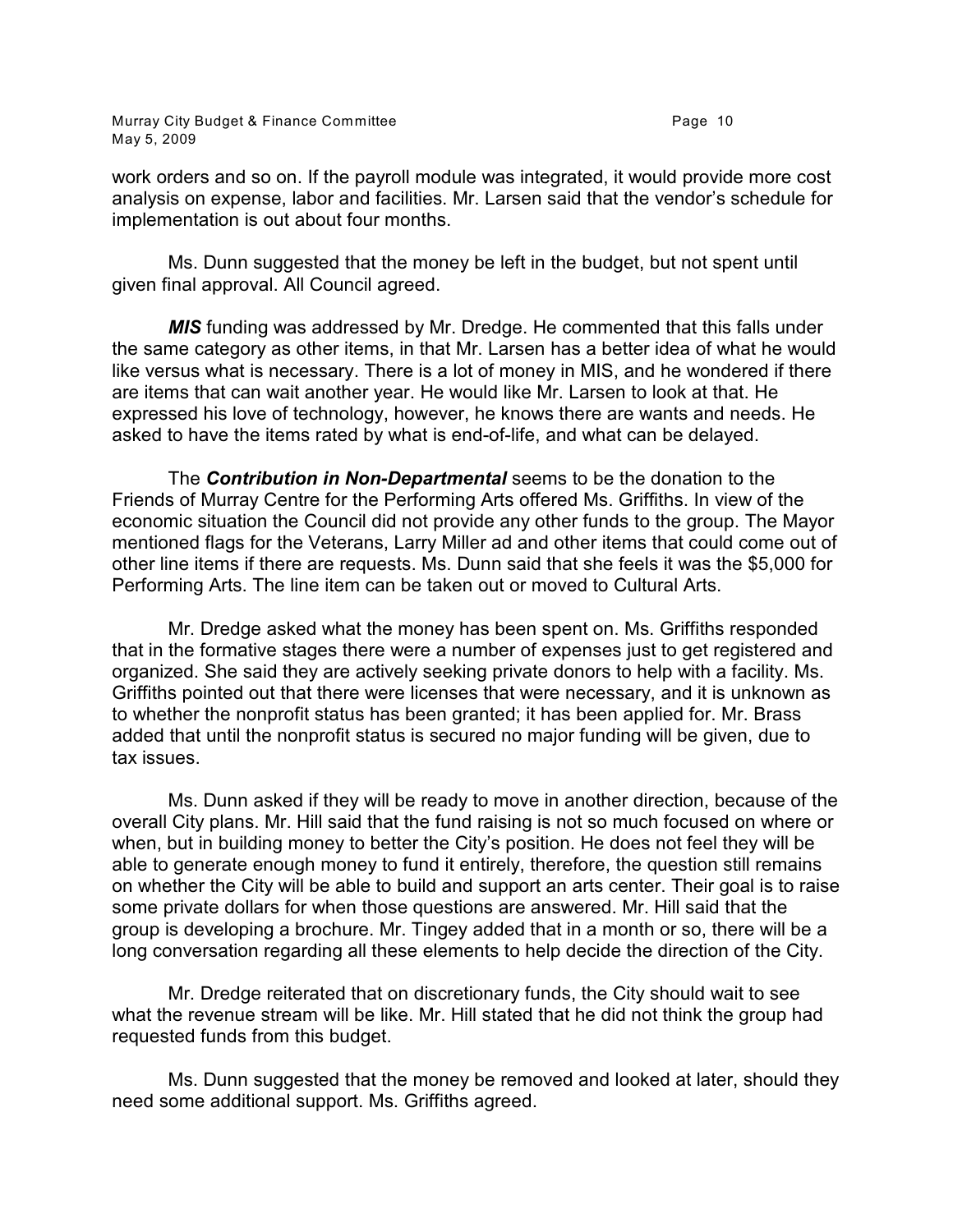work orders and so on. If the payroll module was integrated, it would provide more cost analysis on expense, labor and facilities. Mr. Larsen said that the vendor's schedule for implementation is out about four months.

Ms. Dunn suggested that the money be left in the budget, but not spent until given final approval. All Council agreed.

***MIS*** funding was addressed by Mr. Dredge. He commented that this falls under the same category as other items, in that Mr. Larsen has a better idea of what he would like versus what is necessary. There is a lot of money in MIS, and he wondered if there are items that can wait another year. He would like Mr. Larsen to look at that. He expressed his love of technology, however, he knows there are wants and needs. He asked to have the items rated by what is end-of-life, and what can be delayed.

The ***Contribution in Non-Departmental*** seems to be the donation to the Friends of Murray Centre for the Performing Arts offered Ms. Griffiths. In view of the economic situation the Council did not provide any other funds to the group. The Mayor mentioned flags for the Veterans, Larry Miller ad and other items that could come out of other line items if there are requests. Ms. Dunn said that she feels it was the $5,000 for Performing Arts. The line item can be taken out or moved to Cultural Arts.

Mr. Dredge asked what the money has been spent on. Ms. Griffiths responded that in the formative stages there were a number of expenses just to get registered and organized. She said they are actively seeking private donors to help with a facility. Ms. Griffiths pointed out that there were licenses that were necessary, and it is unknown as to whether the nonprofit status has been granted; it has been applied for. Mr. Brass added that until the nonprofit status is secured no major funding will be given, due to tax issues.

Ms. Dunn asked if they will be ready to move in another direction, because of the overall City plans. Mr. Hill said that the fund raising is not so much focused on where or when, but in building money to better the City's position. He does not feel they will be able to generate enough money to fund it entirely, therefore, the question still remains on whether the City will be able to build and support an arts center. Their goal is to raise some private dollars for when those questions are answered. Mr. Hill said that the group is developing a brochure. Mr. Tingey added that in a month or so, there will be a long conversation regarding all these elements to help decide the direction of the City.

Mr. Dredge reiterated that on discretionary funds, the City should wait to see what the revenue stream will be like. Mr. Hill stated that he did not think the group had requested funds from this budget.

Ms. Dunn suggested that the money be removed and looked at later, should they need some additional support. Ms. Griffiths agreed.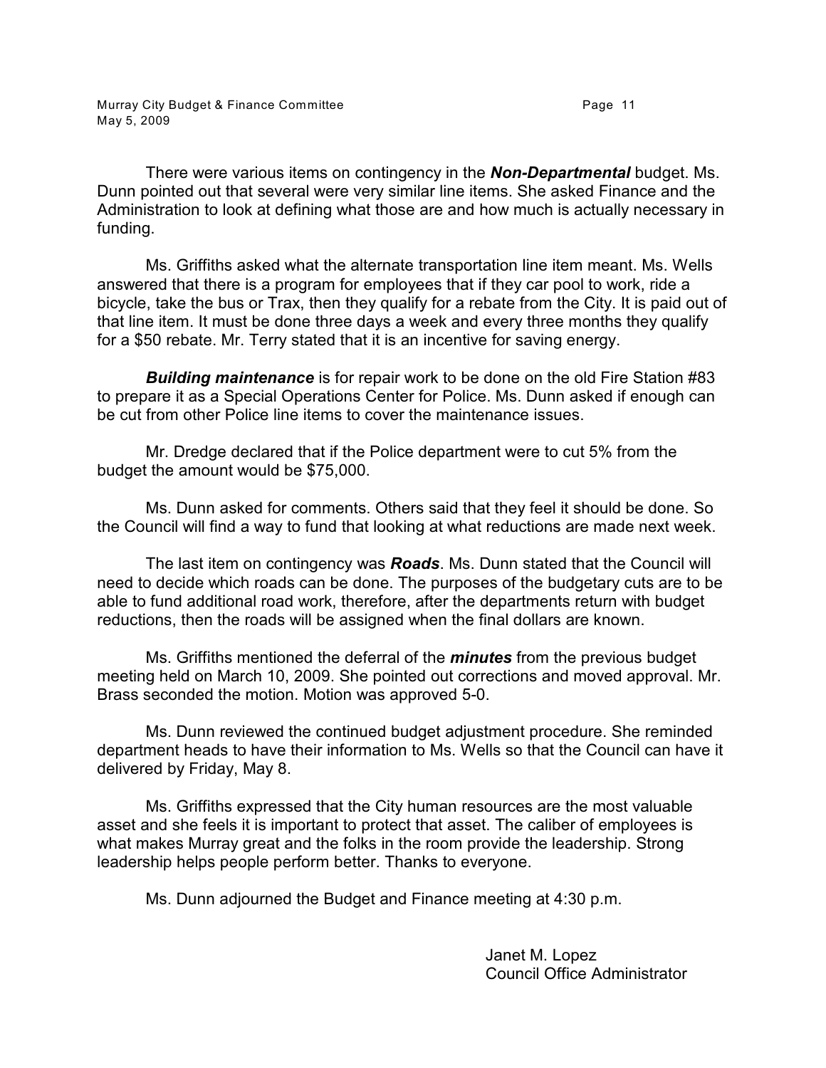There were various items on contingency in the ***Non-Departmental*** budget. Ms. Dunn pointed out that several were very similar line items. She asked Finance and the Administration to look at defining what those are and how much is actually necessary in funding.

Ms. Griffiths asked what the alternate transportation line item meant. Ms. Wells answered that there is a program for employees that if they car pool to work, ride a bicycle, take the bus or Trax, then they qualify for a rebate from the City. It is paid out of that line item. It must be done three days a week and every three months they qualify for a $50 rebate. Mr. Terry stated that it is an incentive for saving energy.

***Building maintenance*** is for repair work to be done on the old Fire Station #83 to prepare it as a Special Operations Center for Police. Ms. Dunn asked if enough can be cut from other Police line items to cover the maintenance issues.

Mr. Dredge declared that if the Police department were to cut 5% from the budget the amount would be $75,000.

Ms. Dunn asked for comments. Others said that they feel it should be done. So the Council will find a way to fund that looking at what reductions are made next week.

The last item on contingency was ***Roads***. Ms. Dunn stated that the Council will need to decide which roads can be done. The purposes of the budgetary cuts are to be able to fund additional road work, therefore, after the departments return with budget reductions, then the roads will be assigned when the final dollars are known.

Ms. Griffiths mentioned the deferral of the ***minutes*** from the previous budget meeting held on March 10, 2009. She pointed out corrections and moved approval. Mr. Brass seconded the motion. Motion was approved 5-0.

Ms. Dunn reviewed the continued budget adjustment procedure. She reminded department heads to have their information to Ms. Wells so that the Council can have it delivered by Friday, May 8.

Ms. Griffiths expressed that the City human resources are the most valuable asset and she feels it is important to protect that asset. The caliber of employees is what makes Murray great and the folks in the room provide the leadership. Strong leadership helps people perform better. Thanks to everyone.

Ms. Dunn adjourned the Budget and Finance meeting at 4:30 p.m.

Janet M. Lopez
Council Office Administrator